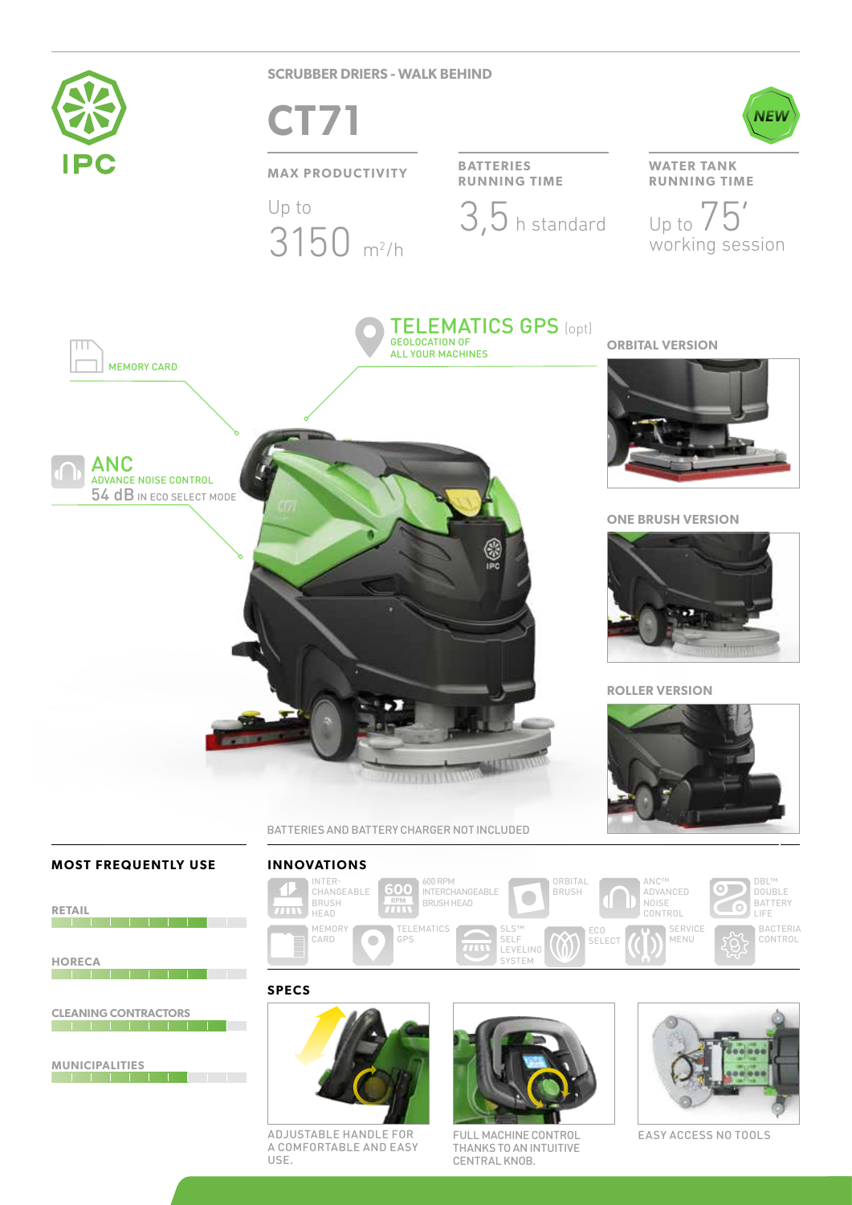IPC

SCRUBBER DRIERS - WALK BEHIND

# CT71

NEW

| MAX PRODUCTIVITY | BATTERIES RUNNING TIME | WATER TANK RUNNING TIME |
|---|---|---|
| Up to 3150 $m^2/h$ | 3,5 h standard | Up to 75' working session |

MEMORY CARD

**TELEMATICS GPS** (opt)
GEOLOCATION OF ALL YOUR MACHINES

**ANC**
ADVANCE NOISE CONTROL
54 dB IN ECO SELECT MODE

ORBITAL VERSION

ONE BRUSH VERSION

ROLLER VERSION

BATTERIES AND BATTERY CHARGER NOT INCLUDED

## MOST FREQUENTLY USE

- RETAIL
- HORECA
- CLEANING CONTRACTORS
- MUNICIPALITIES

## INNOVATIONS

- INTERCHANGEABLE BRUSH HEAD
- 600 RPM INTERCHANGEABLE BRUSH HEAD
- ORBITAL BRUSH
- ANC™ ADVANCED NOISE CONTROL
- DBL™ DOUBLE BATTERY LIFE
- MEMORY CARD
- TELEMATICS GPS
- SLS™ SELF LEVELING SYSTEM
- ECO SELECT
- SERVICE MENU
- BACTERIA CONTROL

## SPECS

ADJUSTABLE HANDLE FOR A COMFORTABLE AND EASY USE.

FULL MACHINE CONTROL THANKS TO AN INTUITIVE CENTRAL KNOB.

EASY ACCESS NO TOOLS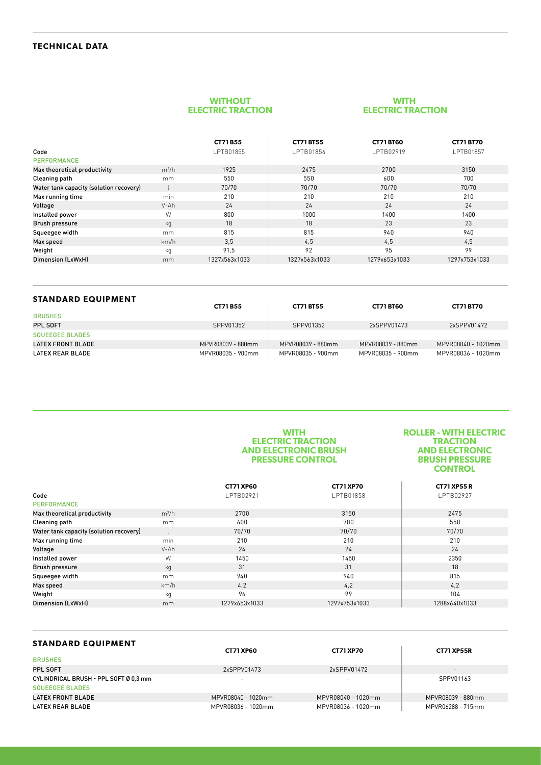## TECHNICAL DATA

| | | WITHOUT ELECTRIC TRACTION | WITH ELECTRIC TRACTION | | |
|---|---|---|---|---|---|
| | | **CT71 B55** | **CT71 BT55** | **CT71 BT60** | **CT71 BT70** |
| Code | | LPTB01855 | LPTB01856 | LPTB02919 | LPTB01857 |
| PERFORMANCE | | | | | |
| Max theoretical productivity | $m^2/h$ | 1925 | 2475 | 2700 | 3150 |
| Cleaning path | mm | 550 | 550 | 600 | 700 |
| Water tank capacity (solution recovery) | l | 70/70 | 70/70 | 70/70 | 70/70 |
| Max running time | min | 210 | 210 | 210 | 210 |
| Voltage | V-Ah | 24 | 24 | 24 | 24 |
| Installed power | W | 800 | 1000 | 1400 | 1400 |
| Brush pressure | kg | 18 | 18 | 23 | 23 |
| Squeegee width | mm | 815 | 815 | 940 | 940 |
| Max speed | km/h | 3,5 | 4,5 | 4,5 | 4,5 |
| Weight | kg | 91,5 | 92 | 95 | 99 |
| Dimension (LxWxH) | mm | 1327x563x1033 | 1327x563x1033 | 1279x653x1033 | 1297x753x1033 |

## STANDARD EQUIPMENT

| | **CT71 B55** | **CT71 BT55** | **CT71 BT60** | **CT71 BT70** |
|---|---|---|---|---|
| BRUSHES | | | | |
| PPL SOFT | SPPV01352 | SPPV01352 | 2xSPPV01473 | 2xSPPV01472 |
| SQUEEGEE BLADES | | | | |
| LATEX FRONT BLADE | MPVR08039 - 880mm | MPVR08039 - 880mm | MPVR08039 - 880mm | MPVR08040 - 1020mm |
| LATEX REAR BLADE | MPVR08035 - 900mm | MPVR08035 - 900mm | MPVR08035 - 900mm | MPVR08036 - 1020mm |

| | | WITH ELECTRIC TRACTION AND ELECTRONIC BRUSH PRESSURE CONTROL | | ROLLER - WITH ELECTRIC TRACTION AND ELECTRONIC BRUSH PRESSURE CONTROL |
|---|---|---|---|---|
| | | **CT71 XP60** | **CT71 XP70** | **CT71 XP55 R** |
| Code | | LPTB02921 | LPTB01858 | LPTB02927 |
| PERFORMANCE | | | | |
| Max theoretical productivity | $m^2/h$ | 2700 | 3150 | 2475 |
| Cleaning path | mm | 600 | 700 | 550 |
| Water tank capacity (solution recovery) | l | 70/70 | 70/70 | 70/70 |
| Max running time | min | 210 | 210 | 210 |
| Voltage | V-Ah | 24 | 24 | 24 |
| Installed power | W | 1450 | 1450 | 2350 |
| Brush pressure | kg | 31 | 31 | 18 |
| Squeegee width | mm | 940 | 940 | 815 |
| Max speed | km/h | 4,2 | 4,2 | 4,2 |
| Weight | kg | 96 | 99 | 104 |
| Dimension (LxWxH) | mm | 1279x653x1033 | 1297x753x1033 | 1288x640x1033 |

## STANDARD EQUIPMENT

| | **CT71 XP60** | **CT71 XP70** | **CT71 XP55R** |
|---|---|---|---|
| BRUSHES | | | |
| PPL SOFT | 2xSPPV01473 | 2xSPPV01472 | - |
| CYLINDRICAL BRUSH - PPL SOFT Ø 0,3 mm | - | - | SPPV01163 |
| SQUEEGEE BLADES | | | |
| LATEX FRONT BLADE | MPVR08040 - 1020mm | MPVR08040 - 1020mm | MPVR08039 - 880mm |
| LATEX REAR BLADE | MPVR08036 - 1020mm | MPVR08036 - 1020mm | MPVR06288 - 715mm |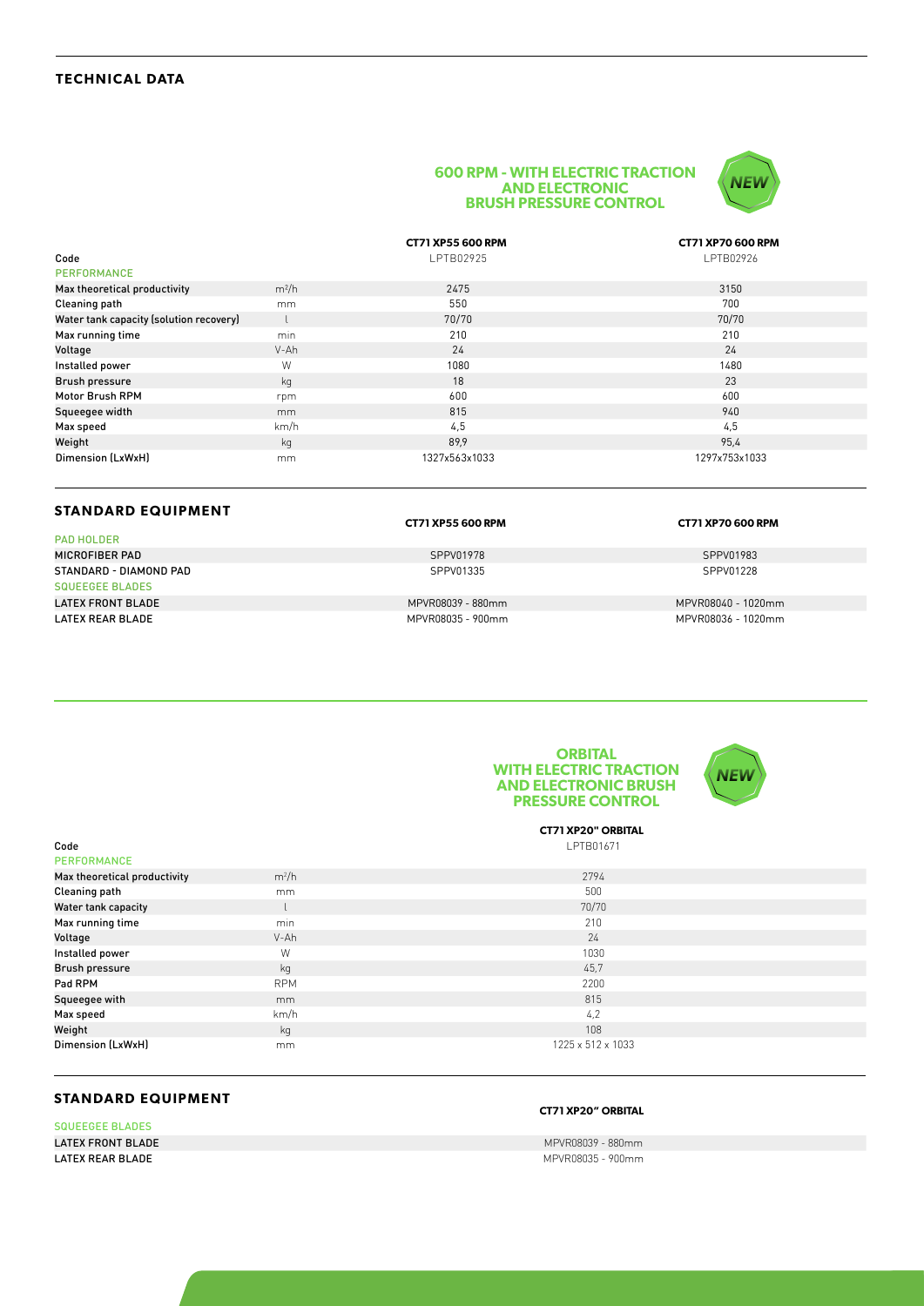## TECHNICAL DATA

### 600 RPM - WITH ELECTRIC TRACTION AND ELECTRONIC BRUSH PRESSURE CONTROL

NEW

| | | CT71 XP55 600 RPM | CT71 XP70 600 RPM |
|---|---|---|---|
| Code | | LPTB02925 | LPTB02926 |
| PERFORMANCE | | | |
| Max theoretical productivity | m²/h | 2475 | 3150 |
| Cleaning path | mm | 550 | 700 |
| Water tank capacity (solution recovery) | l | 70/70 | 70/70 |
| Max running time | min | 210 | 210 |
| Voltage | V-Ah | 24 | 24 |
| Installed power | W | 1080 | 1480 |
| Brush pressure | kg | 18 | 23 |
| Motor Brush RPM | rpm | 600 | 600 |
| Squeegee width | mm | 815 | 940 |
| Max speed | km/h | 4,5 | 4,5 |
| Weight | kg | 89,9 | 95,4 |
| Dimension (LxWxH) | mm | 1327x563x1033 | 1297x753x1033 |

## STANDARD EQUIPMENT

| | CT71 XP55 600 RPM | CT71 XP70 600 RPM |
|---|---|---|
| PAD HOLDER | | |
| MICROFIBER PAD | SPPV01978 | SPPV01983 |
| STANDARD - DIAMOND PAD | SPPV01335 | SPPV01228 |
| SQUEEGEE BLADES | | |
| LATEX FRONT BLADE | MPVR08039 - 880mm | MPVR08040 - 1020mm |
| LATEX REAR BLADE | MPVR08035 - 900mm | MPVR08036 - 1020mm |

### ORBITAL WITH ELECTRIC TRACTION AND ELECTRONIC BRUSH PRESSURE CONTROL

NEW

| | | CT71 XP20" ORBITAL |
|---|---|---|
| Code | | LPTB01671 |
| PERFORMANCE | | |
| Max theoretical productivity | m²/h | 2794 |
| Cleaning path | mm | 500 |
| Water tank capacity | l | 70/70 |
| Max running time | min | 210 |
| Voltage | V-Ah | 24 |
| Installed power | W | 1030 |
| Brush pressure | kg | 45,7 |
| Pad RPM | RPM | 2200 |
| Squeegee with | mm | 815 |
| Max speed | km/h | 4,2 |
| Weight | kg | 108 |
| Dimension (LxWxH) | mm | 1225 x 512 x 1033 |

## STANDARD EQUIPMENT

| | CT71 XP20" ORBITAL |
|---|---|
| SQUEEGEE BLADES | |
| LATEX FRONT BLADE | MPVR08039 - 880mm |
| LATEX REAR BLADE | MPVR08035 - 900mm |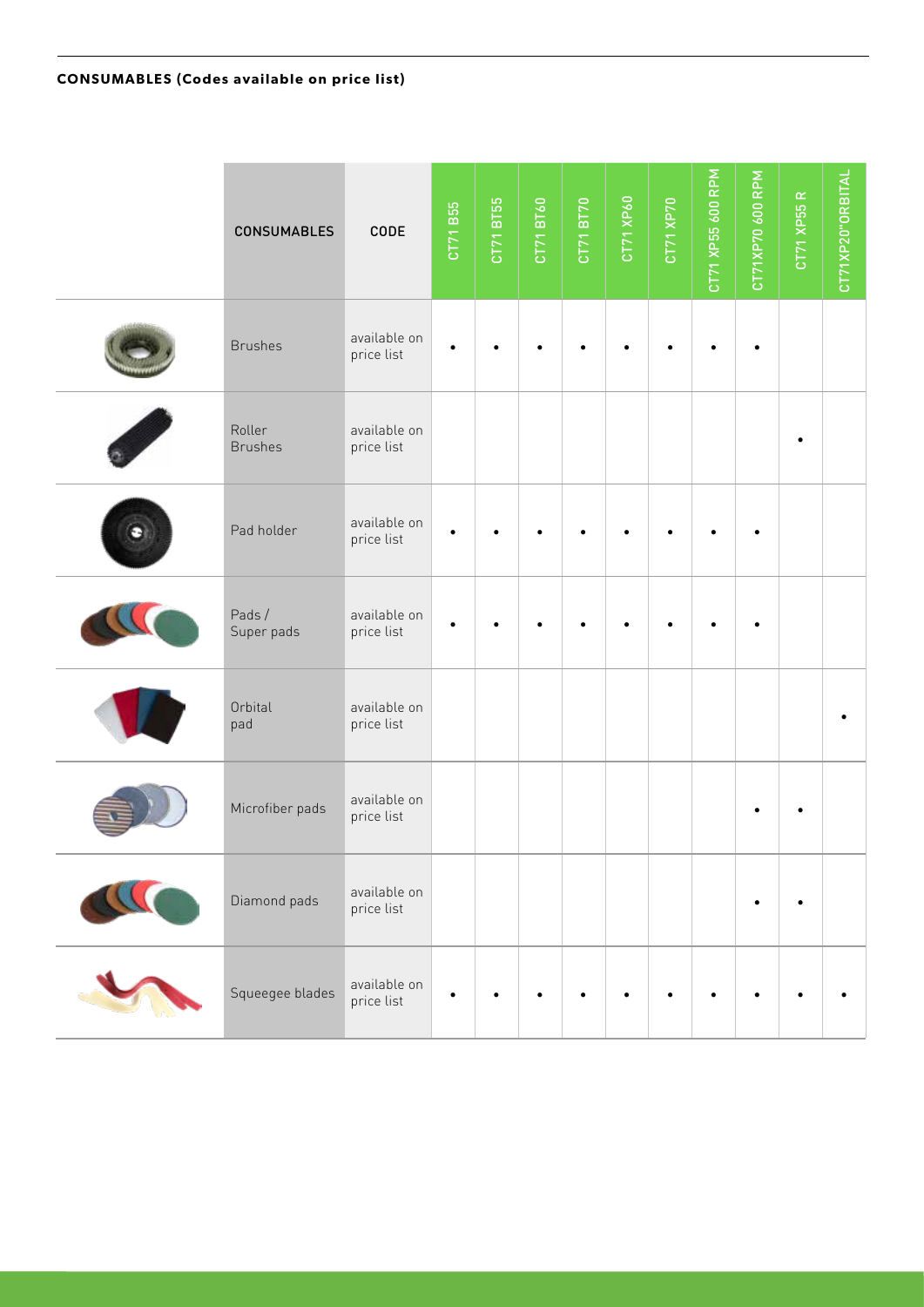**CONSUMABLES (Codes available on price list)**

| CONSUMABLES | CODE | CT71 B55 | CT71 BT55 | CT71 BT60 | CT71 BT70 | CT71 XP60 | CT71 XP70 | CT71 XP55 600 RPM | CT71XP70 600 RPM | CT71 XP55 R | CT71XP20"ORBITAL |
|---|---|---|---|---|---|---|---|---|---|---|---|
| Brushes | available on price list | • | • | • | • | • | • | • | • | | |
| Roller Brushes | available on price list | | | | | | | | | • | |
| Pad holder | available on price list | • | • | • | • | • | • | • | • | | |
| Pads / Super pads | available on price list | • | • | • | • | • | • | • | • | | |
| Orbital pad | available on price list | | | | | | | | | | • |
| Microfiber pads | available on price list | | | | | | | | • | • | |
| Diamond pads | available on price list | | | | | | | | • | • | |
| Squeegee blades | available on price list | • | • | • | • | • | • | • | • | • | • |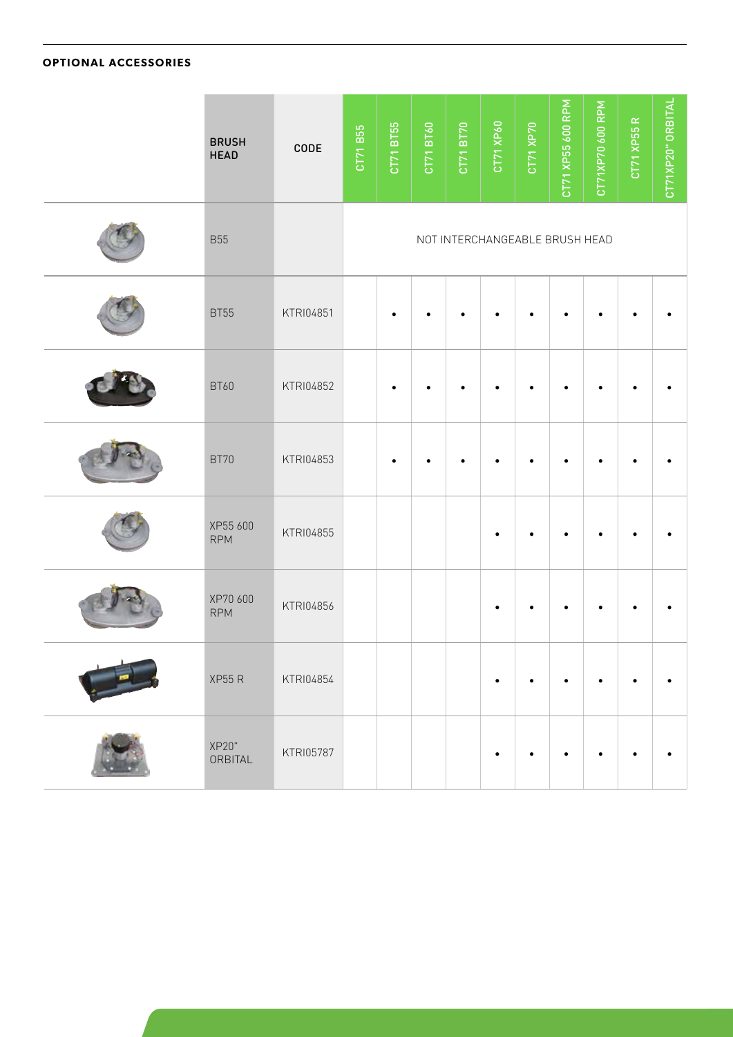#### OPTIONAL ACCESSORIES

| BRUSH HEAD | CODE | CT71 B55 | CT71 BT55 | CT71 BT60 | CT71 BT70 | CT71 XP60 | CT71 XP70 | CT71 XP55 600 RPM | CT71XP70 600 RPM | CT71 XP55 R | CT71XP20" ORBITAL |
|---|---|---|---|---|---|---|---|---|---|---|---|
| B55 | | NOT INTERCHANGEABLE BRUSH HEAD | | | | | | | | | |
| BT55 | KTRI04851 | | • | • | • | • | • | • | • | • | • |
| BT60 | KTRI04852 | | • | • | • | • | • | • | • | • | • |
| BT70 | KTRI04853 | | • | • | • | • | • | • | • | • | • |
| XP55 600 RPM | KTRI04855 | | | | | • | • | • | • | • | • |
| XP70 600 RPM | KTRI04856 | | | | | • | • | • | • | • | • |
| XP55 R | KTRI04854 | | | | | • | • | • | • | • | • |
| XP20" ORBITAL | KTRI05787 | | | | | • | • | • | • | • | • |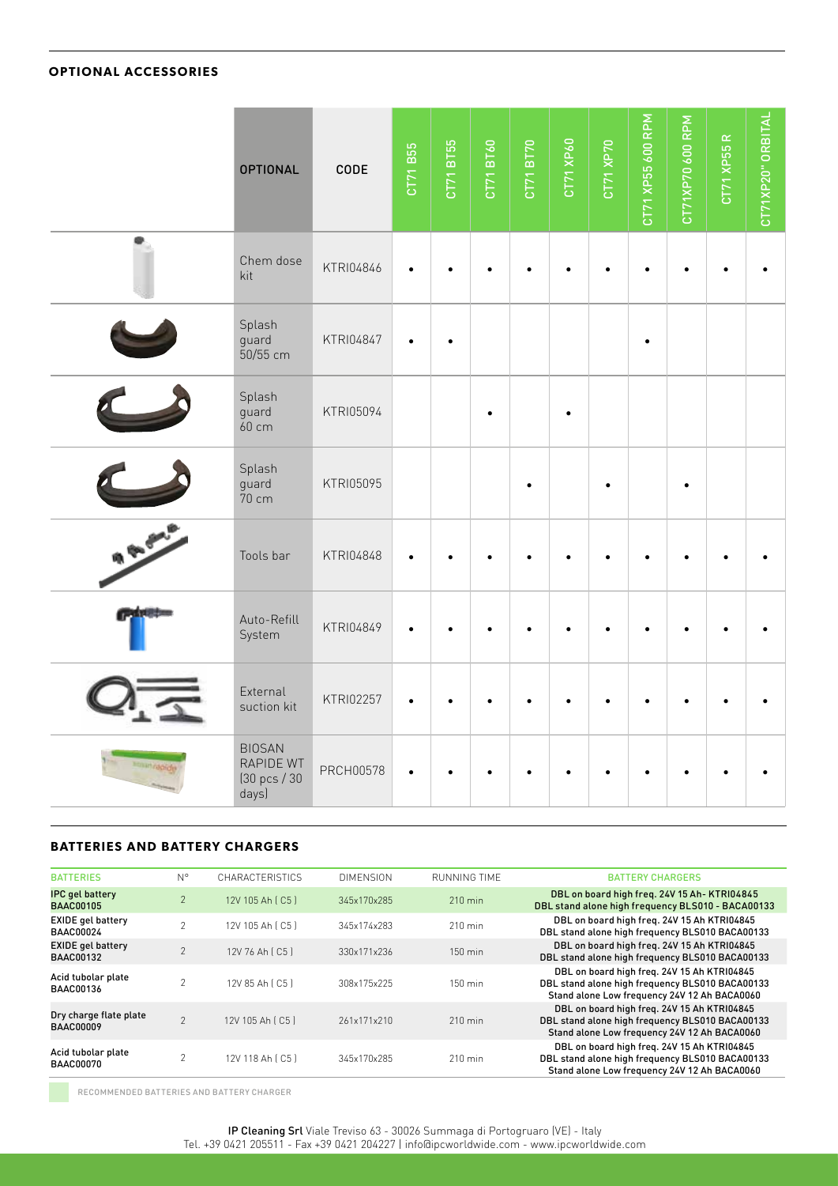## OPTIONAL ACCESSORIES

| OPTIONAL | CODE | CT71 B55 | CT71 BT55 | CT71 BT60 | CT71 BT70 | CT71 XP60 | CT71 XP70 | CT71 XP55 600 RPM | CT71XP70 600 RPM | CT71 XP55 R | CT71XP20" ORBITAL |
|---|---|---|---|---|---|---|---|---|---|---|---|
| Chem dose kit | KTRI04846 | • | • | • | • | • | • | • | • | • | • |
| Splash guard 50/55 cm | KTRI04847 | • | • | | | | | • | | | |
| Splash guard 60 cm | KTRI05094 | | | • | | • | | | | | |
| Splash guard 70 cm | KTRI05095 | | | | • | | • | | • | | |
| Tools bar | KTRI04848 | • | • | • | • | • | • | • | • | • | • |
| Auto-Refill System | KTRI04849 | • | • | • | • | • | • | • | • | • | • |
| External suction kit | KTRI02257 | • | • | • | • | • | • | • | • | • | • |
| BIOSAN RAPIDE WT (30 pcs / 30 days) | PRCH00578 | • | • | • | • | • | • | • | • | • | • |

## BATTERIES AND BATTERY CHARGERS

| BATTERIES | N° | CHARACTERISTICS | DIMENSION | RUNNING TIME | BATTERY CHARGERS |
|---|---|---|---|---|---|
| IPC gel battery BAAC00105 | 2 | 12V 105 Ah ( C5 ) | 345x170x285 | 210 min | DBL on board high freq. 24V 15 Ah- KTRI04845<br>DBL stand alone high frequency BLS010 - BACA00133 |
| EXIDE gel battery BAAC00024 | 2 | 12V 105 Ah ( C5 ) | 345x174x283 | 210 min | DBL on board high freq. 24V 15 Ah KTRI04845<br>DBL stand alone high frequency BLS010 BACA00133 |
| EXIDE gel battery BAAC00132 | 2 | 12V 76 Ah ( C5 ) | 330x171x236 | 150 min | DBL on board high freq. 24V 15 Ah KTRI04845<br>DBL stand alone high frequency BLS010 BACA00133 |
| Acid tubolar plate BAAC00136 | 2 | 12V 85 Ah ( C5 ) | 308x175x225 | 150 min | DBL on board high freq. 24V 15 Ah KTRI04845<br>DBL stand alone high frequency BLS010 BACA00133<br>Stand alone Low frequency 24V 12 Ah BACA0060 |
| Dry charge flate plate BAAC00009 | 2 | 12V 105 Ah ( C5 ) | 261x171x210 | 210 min | DBL on board high freq. 24V 15 Ah KTRI04845<br>DBL stand alone high frequency BLS010 BACA00133<br>Stand alone Low frequency 24V 12 Ah BACA0060 |
| Acid tubolar plate BAAC00070 | 2 | 12V 118 Ah ( C5 ) | 345x170x285 | 210 min | DBL on board high freq. 24V 15 Ah KTRI04845<br>DBL stand alone high frequency BLS010 BACA00133<br>Stand alone Low frequency 24V 12 Ah BACA0060 |

RECOMMENDED BATTERIES AND BATTERY CHARGER

**IP Cleaning Srl** Viale Treviso 63 - 30026 Summaga di Portogruaro (VE) - Italy
Tel. +39 0421 205511 - Fax +39 0421 204227 | info@ipcworldwide.com - www.ipcworldwide.com